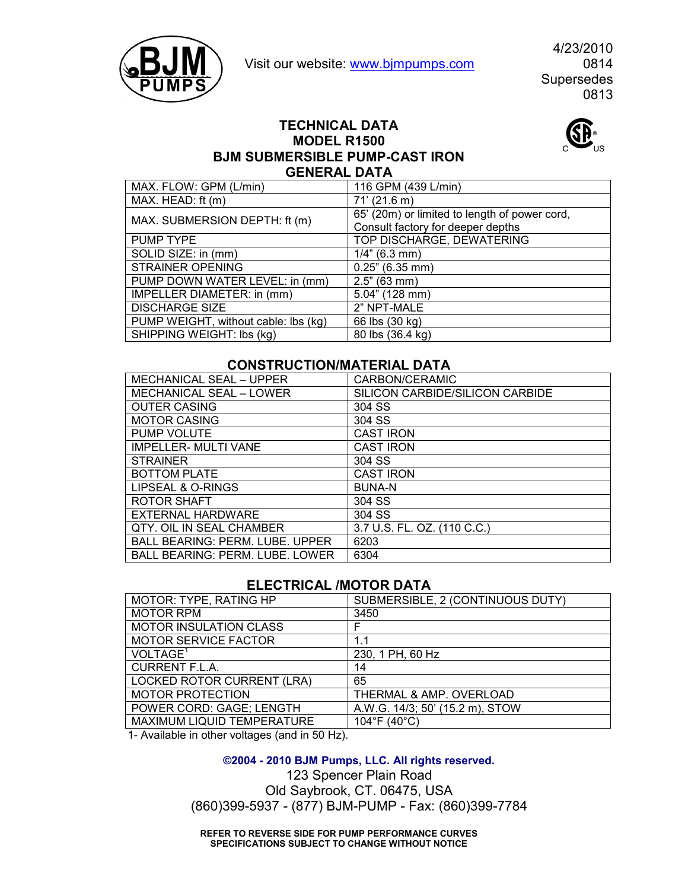BJM PUMPS

Visit our website: www.bjmpumps.com

4/23/2010
0814
Supersedes
0813

# TECHNICAL DATA
# MODEL R1500
# BJM SUBMERSIBLE PUMP-CAST IRON

## GENERAL DATA

| | |
|---|---|
| MAX. FLOW: GPM (L/min) | 116 GPM (439 L/min) |
| MAX. HEAD: ft (m) | 71' (21.6 m) |
| MAX. SUBMERSION DEPTH: ft (m) | 65' (20m) or limited to length of power cord, Consult factory for deeper depths |
| PUMP TYPE | TOP DISCHARGE, DEWATERING |
| SOLID SIZE: in (mm) | 1/4" (6.3 mm) |
| STRAINER OPENING | 0.25" (6.35 mm) |
| PUMP DOWN WATER LEVEL: in (mm) | 2.5" (63 mm) |
| IMPELLER DIAMETER: in (mm) | 5.04" (128 mm) |
| DISCHARGE SIZE | 2" NPT-MALE |
| PUMP WEIGHT, without cable: lbs (kg) | 66 lbs (30 kg) |
| SHIPPING WEIGHT: lbs (kg) | 80 lbs (36.4 kg) |

## CONSTRUCTION/MATERIAL DATA

| | |
|---|---|
| MECHANICAL SEAL – UPPER | CARBON/CERAMIC |
| MECHANICAL SEAL – LOWER | SILICON CARBIDE/SILICON CARBIDE |
| OUTER CASING | 304 SS |
| MOTOR CASING | 304 SS |
| PUMP VOLUTE | CAST IRON |
| IMPELLER- MULTI VANE | CAST IRON |
| STRAINER | 304 SS |
| BOTTOM PLATE | CAST IRON |
| LIPSEAL & O-RINGS | BUNA-N |
| ROTOR SHAFT | 304 SS |
| EXTERNAL HARDWARE | 304 SS |
| QTY. OIL IN SEAL CHAMBER | 3.7 U.S. FL. OZ. (110 C.C.) |
| BALL BEARING: PERM. LUBE. UPPER | 6203 |
| BALL BEARING: PERM. LUBE. LOWER | 6304 |

## ELECTRICAL /MOTOR DATA

| | |
|---|---|
| MOTOR: TYPE, RATING HP | SUBMERSIBLE, 2 (CONTINUOUS DUTY) |
| MOTOR RPM | 3450 |
| MOTOR INSULATION CLASS | F |
| MOTOR SERVICE FACTOR | 1.1 |
| VOLTAGE[1] | 230, 1 PH, 60 Hz |
| CURRENT F.L.A. | 14 |
| LOCKED ROTOR CURRENT (LRA) | 65 |
| MOTOR PROTECTION | THERMAL & AMP. OVERLOAD |
| POWER CORD: GAGE; LENGTH | A.W.G. 14/3; 50' (15.2 m), STOW |
| MAXIMUM LIQUID TEMPERATURE | 104°F (40°C) |

1- Available in other voltages (and in 50 Hz).

**©2004 - 2010 BJM Pumps, LLC. All rights reserved.**

123 Spencer Plain Road
Old Saybrook, CT. 06475, USA
(860)399-5937 - (877) BJM-PUMP - Fax: (860)399-7784

**REFER TO REVERSE SIDE FOR PUMP PERFORMANCE CURVES**
**SPECIFICATIONS SUBJECT TO CHANGE WITHOUT NOTICE**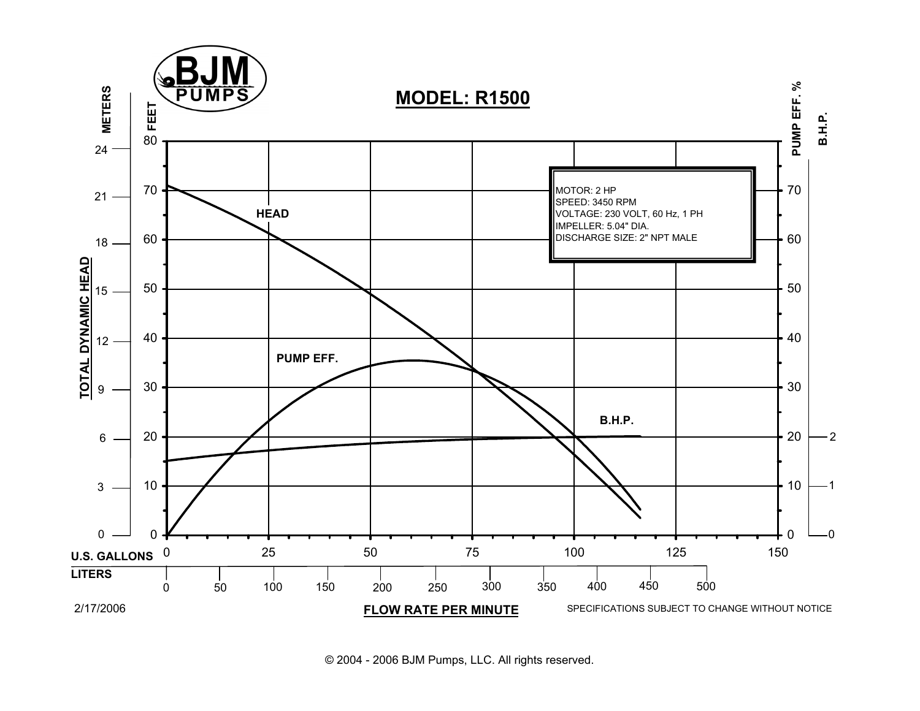BJM PUMPS

# MODEL: R1500

METERS

FEET

TOTAL DYNAMIC HEAD

PUMP EFF. %

B.H.P.

MOTOR: 2 HP
SPEED: 3450 RPM
VOLTAGE: 230 VOLT, 60 Hz, 1 PH
IMPELLER: 5.04" DIA.
DISCHARGE SIZE: 2" NPT MALE

HEAD

PUMP EFF.

B.H.P.

Meters: 0, 3, 6, 9, 12, 15, 18, 21, 24

Feet: 0, 10, 20, 30, 40, 50, 60, 70, 80

Pump Eff. %: 0, 10, 20, 30, 40, 50, 60, 70

B.H.P.: 0, 1, 2

U.S. GALLONS: 0, 25, 50, 75, 100, 125, 150

LITERS: 0, 50, 100, 150, 200, 250, 300, 350, 400, 450, 500

2/17/2006

**FLOW RATE PER MINUTE**

SPECIFICATIONS SUBJECT TO CHANGE WITHOUT NOTICE

© 2004 - 2006 BJM Pumps, LLC. All rights reserved.